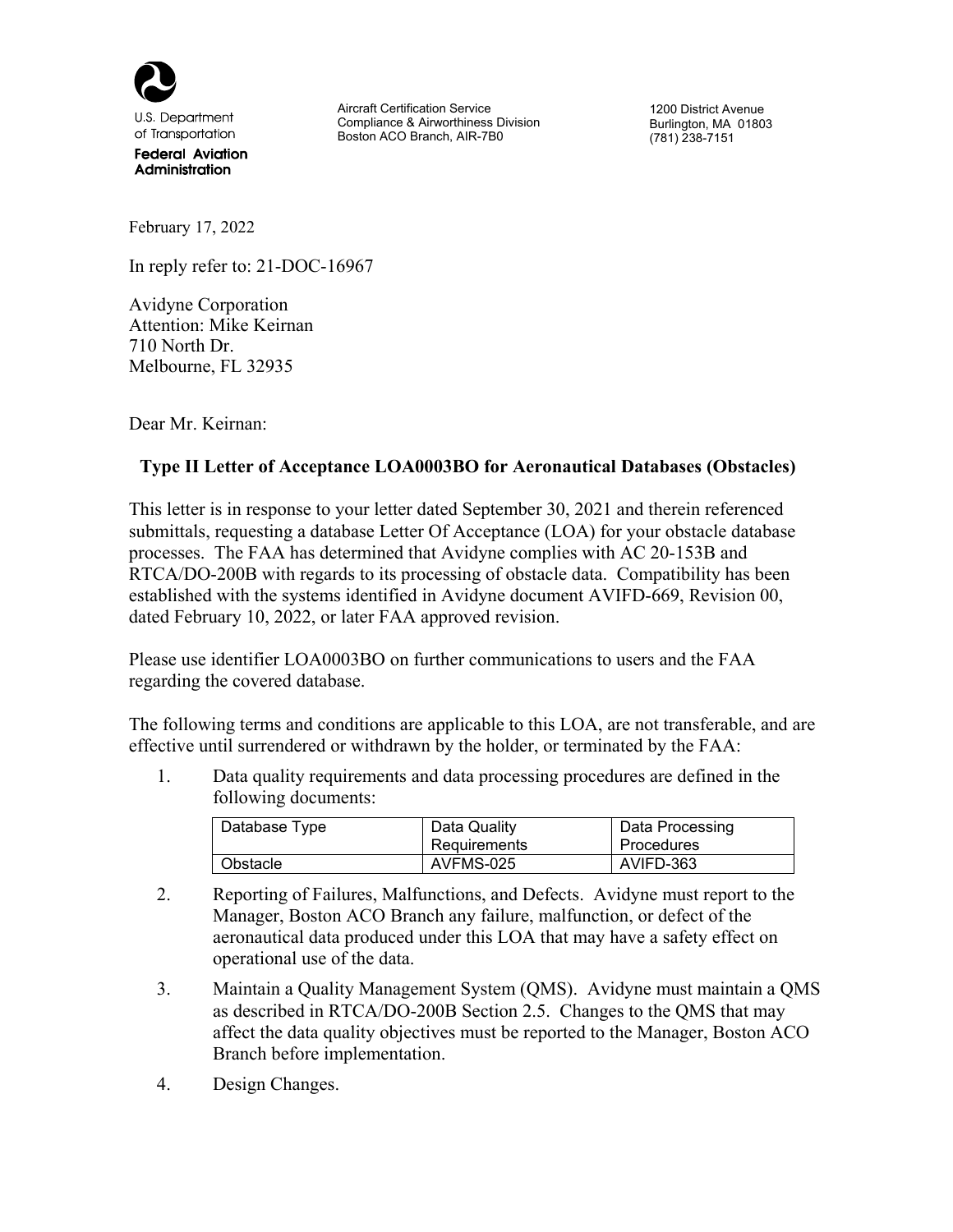U.S. Department of Transportation
**Federal Aviation Administration**

Aircraft Certification Service
Compliance & Airworthiness Division
Boston ACO Branch, AIR-7B0

1200 District Avenue
Burlington, MA 01803
(781) 238-7151

February 17, 2022

In reply refer to: 21-DOC-16967

Avidyne Corporation
Attention: Mike Keirnan
710 North Dr.
Melbourne, FL 32935

Dear Mr. Keirnan:

**Type II Letter of Acceptance LOA0003BO for Aeronautical Databases (Obstacles)**

This letter is in response to your letter dated September 30, 2021 and therein referenced submittals, requesting a database Letter Of Acceptance (LOA) for your obstacle database processes. The FAA has determined that Avidyne complies with AC 20-153B and RTCA/DO-200B with regards to its processing of obstacle data. Compatibility has been established with the systems identified in Avidyne document AVIFD-669, Revision 00, dated February 10, 2022, or later FAA approved revision.

Please use identifier LOA0003BO on further communications to users and the FAA regarding the covered database.

The following terms and conditions are applicable to this LOA, are not transferable, and are effective until surrendered or withdrawn by the holder, or terminated by the FAA:

1. Data quality requirements and data processing procedures are defined in the following documents:

| Database Type | Data Quality Requirements | Data Processing Procedures |
| --- | --- | --- |
| Obstacle | AVFMS-025 | AVIFD-363 |

2. Reporting of Failures, Malfunctions, and Defects. Avidyne must report to the Manager, Boston ACO Branch any failure, malfunction, or defect of the aeronautical data produced under this LOA that may have a safety effect on operational use of the data.

3. Maintain a Quality Management System (QMS). Avidyne must maintain a QMS as described in RTCA/DO-200B Section 2.5. Changes to the QMS that may affect the data quality objectives must be reported to the Manager, Boston ACO Branch before implementation.

4. Design Changes.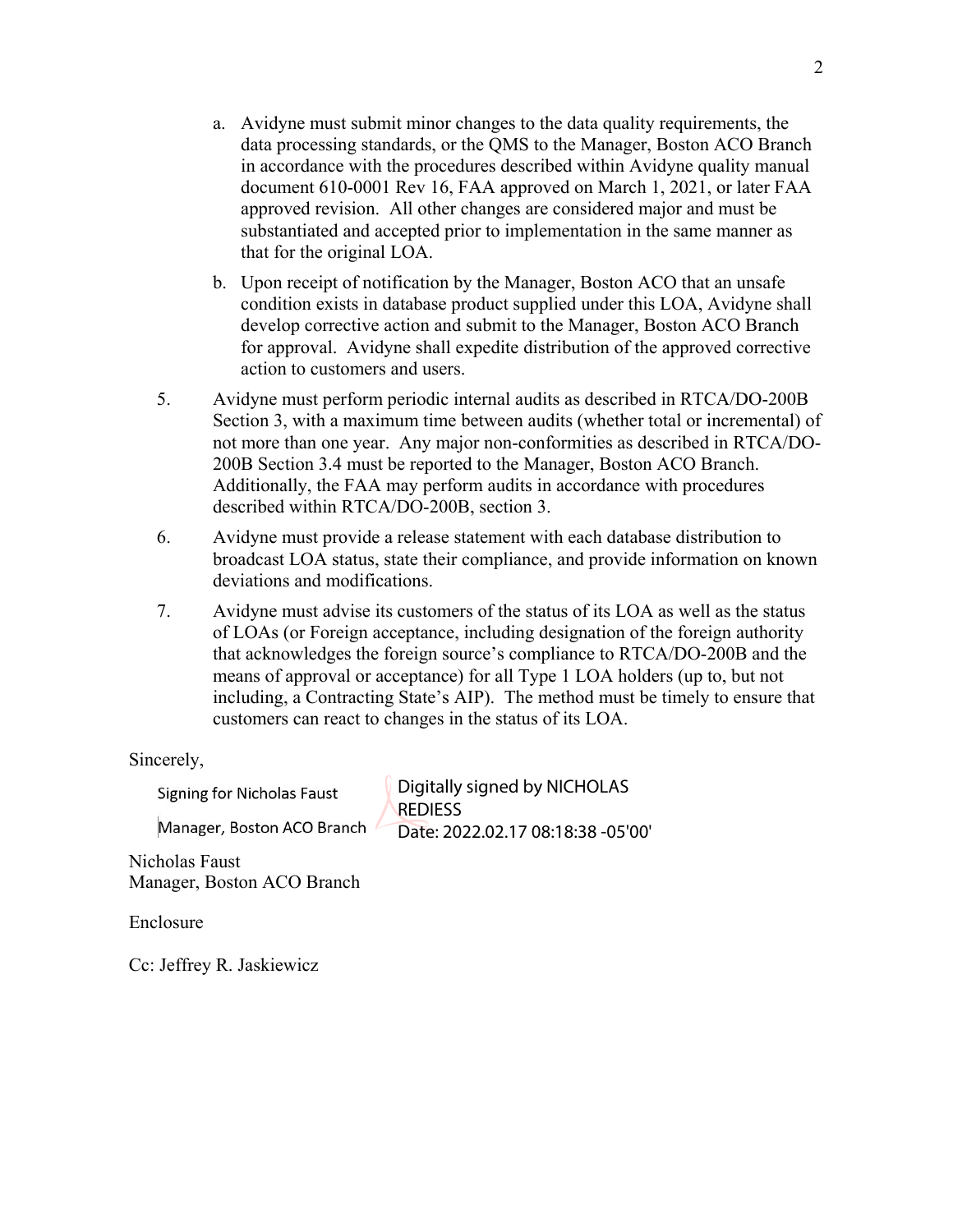a. Avidyne must submit minor changes to the data quality requirements, the data processing standards, or the QMS to the Manager, Boston ACO Branch in accordance with the procedures described within Avidyne quality manual document 610-0001 Rev 16, FAA approved on March 1, 2021, or later FAA approved revision. All other changes are considered major and must be substantiated and accepted prior to implementation in the same manner as that for the original LOA.

b. Upon receipt of notification by the Manager, Boston ACO that an unsafe condition exists in database product supplied under this LOA, Avidyne shall develop corrective action and submit to the Manager, Boston ACO Branch for approval. Avidyne shall expedite distribution of the approved corrective action to customers and users.

5. Avidyne must perform periodic internal audits as described in RTCA/DO-200B Section 3, with a maximum time between audits (whether total or incremental) of not more than one year. Any major non-conformities as described in RTCA/DO-200B Section 3.4 must be reported to the Manager, Boston ACO Branch. Additionally, the FAA may perform audits in accordance with procedures described within RTCA/DO-200B, section 3.

6. Avidyne must provide a release statement with each database distribution to broadcast LOA status, state their compliance, and provide information on known deviations and modifications.

7. Avidyne must advise its customers of the status of its LOA as well as the status of LOAs (or Foreign acceptance, including designation of the foreign authority that acknowledges the foreign source's compliance to RTCA/DO-200B and the means of approval or acceptance) for all Type 1 LOA holders (up to, but not including, a Contracting State's AIP). The method must be timely to ensure that customers can react to changes in the status of its LOA.

Sincerely,

Signing for Nicholas Faust
Manager, Boston ACO Branch

Digitally signed by NICHOLAS REDIESS
Date: 2022.02.17 08:18:38 -05'00'

Nicholas Faust
Manager, Boston ACO Branch

Enclosure

Cc: Jeffrey R. Jaskiewicz